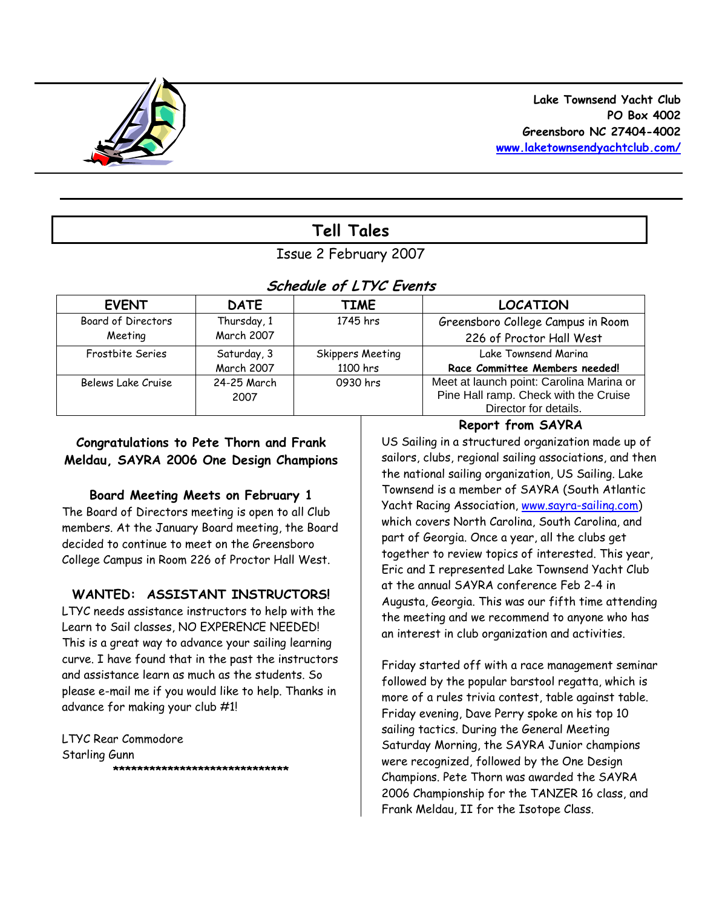Lake Townsend Yacht Club
PO Box 4002
Greensboro NC 27404-4002
[www.laketownsendyachtclub.com/](www.laketownsendyachtclub.com/)

# Tell Tales

Issue 2 February 2007

## *Schedule of LTYC Events*

| EVENT | DATE | TIME | LOCATION |
|---|---|---|---|
| Board of Directors Meeting | Thursday, 1 March 2007 | 1745 hrs | Greensboro College Campus in Room 226 of Proctor Hall West |
| Frostbite Series | Saturday, 3 March 2007 | Skippers Meeting 1100 hrs | Lake Townsend Marina **Race Committee Members needed!** |
| Belews Lake Cruise | 24-25 March 2007 | 0930 hrs | Meet at launch point: Carolina Marina or Pine Hall ramp. Check with the Cruise Director for details. |

### Congratulations to Pete Thorn and Frank Meldau, SAYRA 2006 One Design Champions

### Board Meeting Meets on February 1

The Board of Directors meeting is open to all Club members. At the January Board meeting, the Board decided to continue to meet on the Greensboro College Campus in Room 226 of Proctor Hall West.

### WANTED: ASSISTANT INSTRUCTORS!

LTYC needs assistance instructors to help with the Learn to Sail classes, NO EXPERENCE NEEDED! This is a great way to advance your sailing learning curve. I have found that in the past the instructors and assistance learn as much as the students. So please e-mail me if you would like to help. Thanks in advance for making your club #1!

LTYC Rear Commodore
Starling Gunn

******************************

### Report from SAYRA

US Sailing in a structured organization made up of sailors, clubs, regional sailing associations, and then the national sailing organization, US Sailing. Lake Townsend is a member of SAYRA (South Atlantic Yacht Racing Association, [www.sayra-sailing.com](www.sayra-sailing.com)) which covers North Carolina, South Carolina, and part of Georgia. Once a year, all the clubs get together to review topics of interested. This year, Eric and I represented Lake Townsend Yacht Club at the annual SAYRA conference Feb 2-4 in Augusta, Georgia. This was our fifth time attending the meeting and we recommend to anyone who has an interest in club organization and activities.

Friday started off with a race management seminar followed by the popular barstool regatta, which is more of a rules trivia contest, table against table. Friday evening, Dave Perry spoke on his top 10 sailing tactics. During the General Meeting Saturday Morning, the SAYRA Junior champions were recognized, followed by the One Design Champions. Pete Thorn was awarded the SAYRA 2006 Championship for the TANZER 16 class, and Frank Meldau, II for the Isotope Class.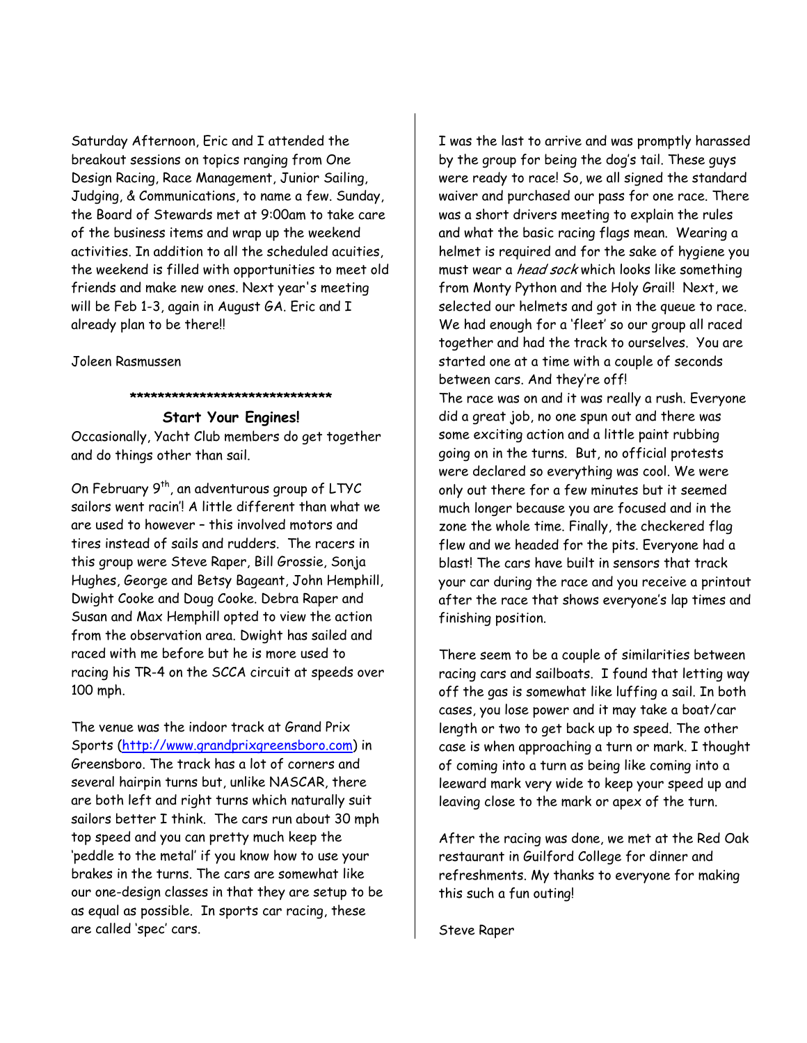Saturday Afternoon, Eric and I attended the breakout sessions on topics ranging from One Design Racing, Race Management, Junior Sailing, Judging, & Communications, to name a few. Sunday, the Board of Stewards met at 9:00am to take care of the business items and wrap up the weekend activities. In addition to all the scheduled acuities, the weekend is filled with opportunities to meet old friends and make new ones. Next year's meeting will be Feb 1-3, again in August GA. Eric and I already plan to be there!!

Joleen Rasmussen

******************************

### Start Your Engines!

Occasionally, Yacht Club members do get together and do things other than sail.

On February 9th, an adventurous group of LTYC sailors went racin'! A little different than what we are used to however – this involved motors and tires instead of sails and rudders. The racers in this group were Steve Raper, Bill Grossie, Sonja Hughes, George and Betsy Bageant, John Hemphill, Dwight Cooke and Doug Cooke. Debra Raper and Susan and Max Hemphill opted to view the action from the observation area. Dwight has sailed and raced with me before but he is more used to racing his TR-4 on the SCCA circuit at speeds over 100 mph.

The venue was the indoor track at Grand Prix Sports (http://www.grandprixgreensboro.com) in Greensboro. The track has a lot of corners and several hairpin turns but, unlike NASCAR, there are both left and right turns which naturally suit sailors better I think. The cars run about 30 mph top speed and you can pretty much keep the 'peddle to the metal' if you know how to use your brakes in the turns. The cars are somewhat like our one-design classes in that they are setup to be as equal as possible. In sports car racing, these are called 'spec' cars.

I was the last to arrive and was promptly harassed by the group for being the dog's tail. These guys were ready to race! So, we all signed the standard waiver and purchased our pass for one race. There was a short drivers meeting to explain the rules and what the basic racing flags mean. Wearing a helmet is required and for the sake of hygiene you must wear a *head sock* which looks like something from Monty Python and the Holy Grail! Next, we selected our helmets and got in the queue to race. We had enough for a 'fleet' so our group all raced together and had the track to ourselves. You are started one at a time with a couple of seconds between cars. And they're off!
The race was on and it was really a rush. Everyone did a great job, no one spun out and there was some exciting action and a little paint rubbing going on in the turns. But, no official protests were declared so everything was cool. We were only out there for a few minutes but it seemed much longer because you are focused and in the zone the whole time. Finally, the checkered flag flew and we headed for the pits. Everyone had a blast! The cars have built in sensors that track your car during the race and you receive a printout after the race that shows everyone's lap times and finishing position.

There seem to be a couple of similarities between racing cars and sailboats. I found that letting way off the gas is somewhat like luffing a sail. In both cases, you lose power and it may take a boat/car length or two to get back up to speed. The other case is when approaching a turn or mark. I thought of coming into a turn as being like coming into a leeward mark very wide to keep your speed up and leaving close to the mark or apex of the turn.

After the racing was done, we met at the Red Oak restaurant in Guilford College for dinner and refreshments. My thanks to everyone for making this such a fun outing!

Steve Raper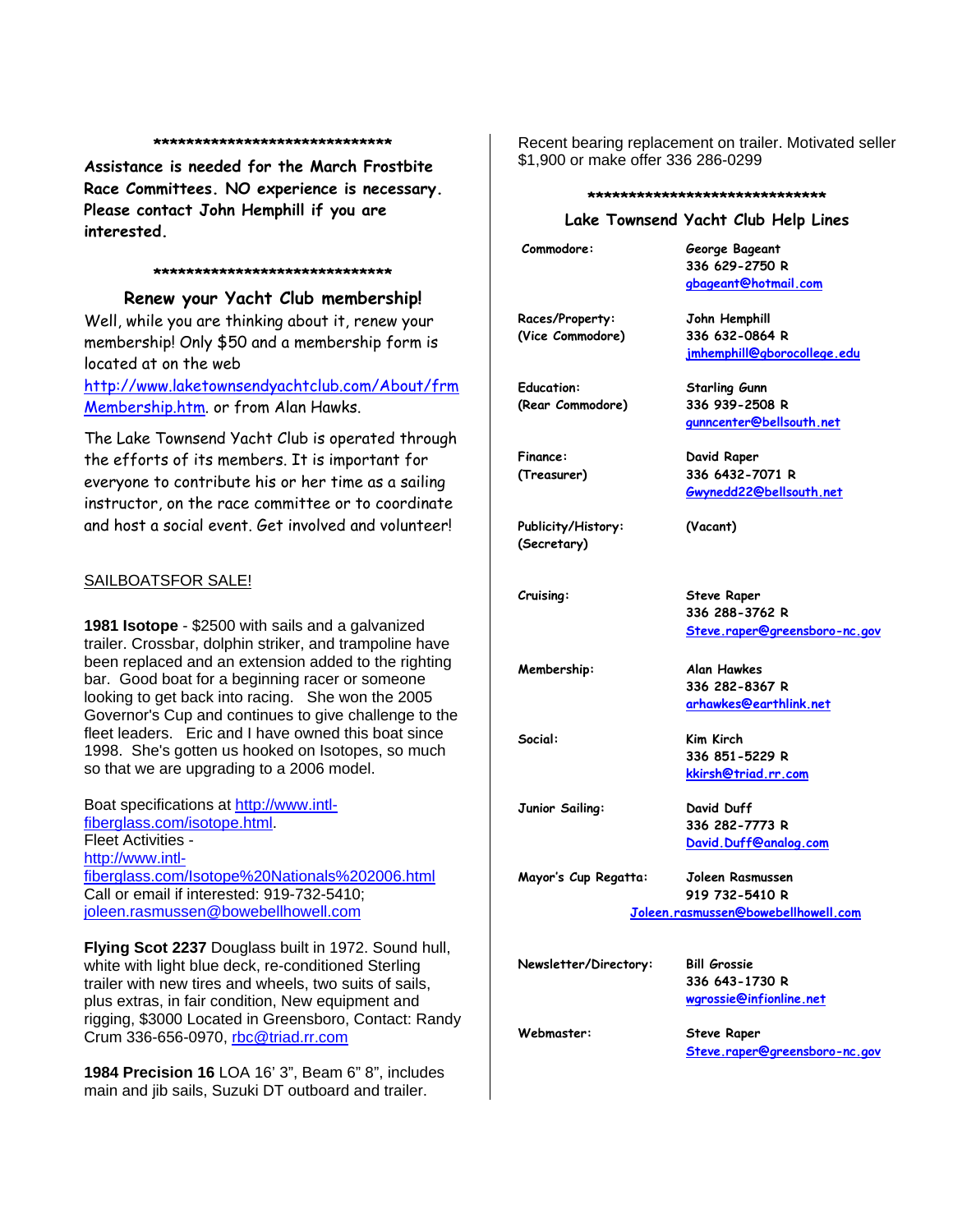*******************************

**Assistance is needed for the March Frostbite Race Committees. NO experience is necessary. Please contact John Hemphill if you are interested.**

*******************************

**Renew your Yacht Club membership!**

Well, while you are thinking about it, renew your membership! Only $50 and a membership form is located at on the web http://www.laketownsendyachtclub.com/About/frmMembership.htm. or from Alan Hawks.

The Lake Townsend Yacht Club is operated through the efforts of its members. It is important for everyone to contribute his or her time as a sailing instructor, on the race committee or to coordinate and host a social event. Get involved and volunteer!

SAILBOATSFOR SALE!

**1981 Isotope** - $2500 with sails and a galvanized trailer. Crossbar, dolphin striker, and trampoline have been replaced and an extension added to the righting bar. Good boat for a beginning racer or someone looking to get back into racing. She won the 2005 Governor's Cup and continues to give challenge to the fleet leaders. Eric and I have owned this boat since 1998. She's gotten us hooked on Isotopes, so much so that we are upgrading to a 2006 model.

Boat specifications at http://www.intl-fiberglass.com/isotope.html.
Fleet Activities - http://www.intl-fiberglass.com/Isotope%20Nationals%202006.html
Call or email if interested: 919-732-5410; joleen.rasmussen@bowebellhowell.com

**Flying Scot 2237** Douglass built in 1972. Sound hull, white with light blue deck, re-conditioned Sterling trailer with new tires and wheels, two suits of sails, plus extras, in fair condition, New equipment and rigging, $3000 Located in Greensboro, Contact: Randy Crum 336-656-0970, rbc@triad.rr.com

**1984 Precision 16** LOA 16' 3", Beam 6" 8", includes main and jib sails, Suzuki DT outboard and trailer. Recent bearing replacement on trailer. Motivated seller $1,900 or make offer 336 286-0299

*******************************

**Lake Townsend Yacht Club Help Lines**

| | |
|---|---|
| Commodore: | George Bageant<br>336 629-2750 R<br>gbageant@hotmail.com |
| Races/Property:<br>(Vice Commodore) | John Hemphill<br>336 632-0864 R<br>jmhemphill@gborocollege.edu |
| Education:<br>(Rear Commodore) | Starling Gunn<br>336 939-2508 R<br>gunncenter@bellsouth.net |
| Finance:<br>(Treasurer) | David Raper<br>336 6432-7071 R<br>Gwynedd22@bellsouth.net |
| Publicity/History:<br>(Secretary) | (Vacant) |
| Cruising: | Steve Raper<br>336 288-3762 R<br>Steve.raper@greensboro-nc.gov |
| Membership: | Alan Hawkes<br>336 282-8367 R<br>arhawkes@earthlink.net |
| Social: | Kim Kirch<br>336 851-5229 R<br>kkirsh@triad.rr.com |
| Junior Sailing: | David Duff<br>336 282-7773 R<br>David.Duff@analog.com |
| Mayor's Cup Regatta: | Joleen Rasmussen<br>919 732-5410 R<br>Joleen.rasmussen@bowebellhowell.com |
| Newsletter/Directory: | Bill Grossie<br>336 643-1730 R<br>wgrossie@infionline.net |
| Webmaster: | Steve Raper<br>Steve.raper@greensboro-nc.gov |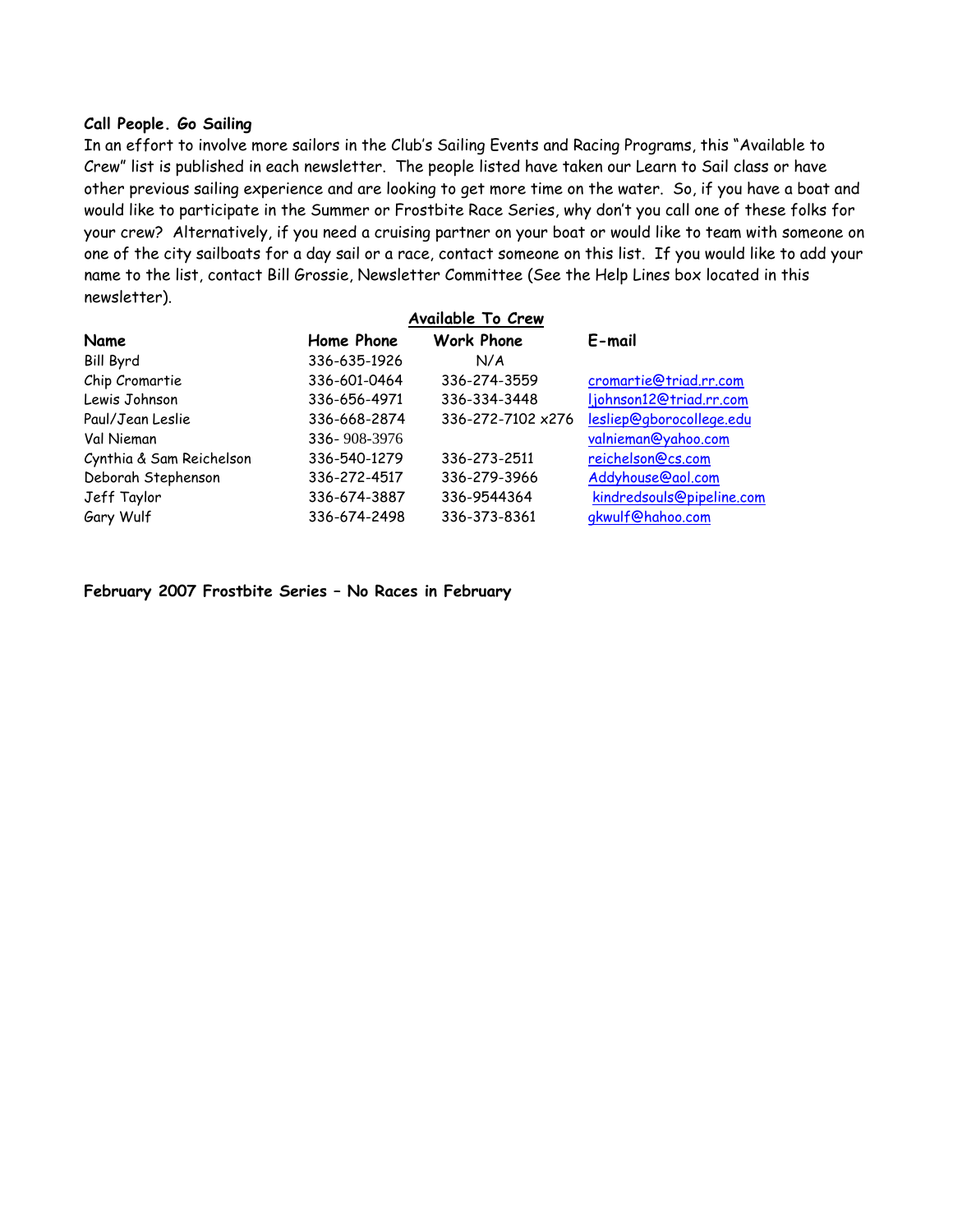**Call People. Go Sailing**

In an effort to involve more sailors in the Club's Sailing Events and Racing Programs, this "Available to Crew" list is published in each newsletter. The people listed have taken our Learn to Sail class or have other previous sailing experience and are looking to get more time on the water. So, if you have a boat and would like to participate in the Summer or Frostbite Race Series, why don't you call one of these folks for your crew? Alternatively, if you need a cruising partner on your boat or would like to team with someone on one of the city sailboats for a day sail or a race, contact someone on this list. If you would like to add your name to the list, contact Bill Grossie, Newsletter Committee (See the Help Lines box located in this newsletter).

**Available To Crew**

| Name | Home Phone | Work Phone | E-mail |
|---|---|---|---|
| Bill Byrd | 336-635-1926 | N/A | |
| Chip Cromartie | 336-601-0464 | 336-274-3559 | cromartie@triad.rr.com |
| Lewis Johnson | 336-656-4971 | 336-334-3448 | ljohnson12@triad.rr.com |
| Paul/Jean Leslie | 336-668-2874 | 336-272-7102 x276 | lesliep@gborocollege.edu |
| Val Nieman | 336- 908-3976 | | valnieman@yahoo.com |
| Cynthia & Sam Reichelson | 336-540-1279 | 336-273-2511 | reichelson@cs.com |
| Deborah Stephenson | 336-272-4517 | 336-279-3966 | Addyhouse@aol.com |
| Jeff Taylor | 336-674-3887 | 336-9544364 | kindredsouls@pipeline.com |
| Gary Wulf | 336-674-2498 | 336-373-8361 | gkwulf@hahoo.com |

**February 2007 Frostbite Series – No Races in February**